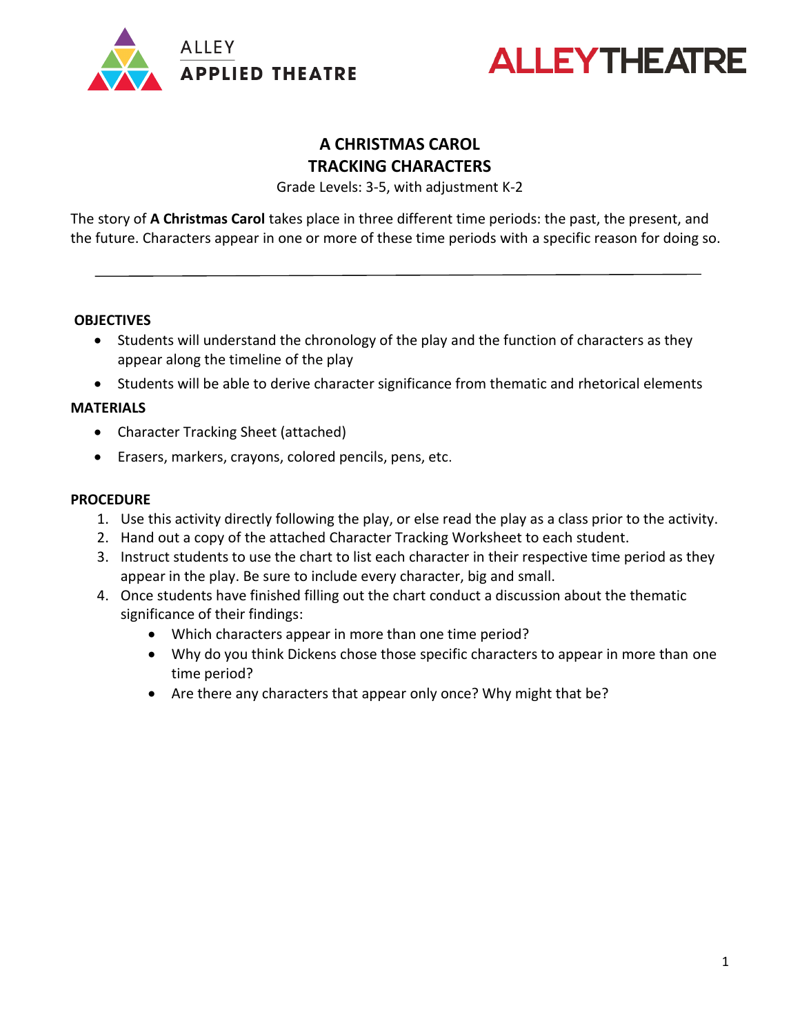ALLEY APPLIED THEATRE

ALLEY THEATRE

# A CHRISTMAS CAROL
# TRACKING CHARACTERS

Grade Levels: 3-5, with adjustment K-2

The story of **A Christmas Carol** takes place in three different time periods: the past, the present, and the future. Characters appear in one or more of these time periods with a specific reason for doing so.

---

**OBJECTIVES**

- Students will understand the chronology of the play and the function of characters as they appear along the timeline of the play
- Students will be able to derive character significance from thematic and rhetorical elements

**MATERIALS**

- Character Tracking Sheet (attached)
- Erasers, markers, crayons, colored pencils, pens, etc.

**PROCEDURE**

1. Use this activity directly following the play, or else read the play as a class prior to the activity.
2. Hand out a copy of the attached Character Tracking Worksheet to each student.
3. Instruct students to use the chart to list each character in their respective time period as they appear in the play. Be sure to include every character, big and small.
4. Once students have finished filling out the chart conduct a discussion about the thematic significance of their findings:
   - Which characters appear in more than one time period?
   - Why do you think Dickens chose those specific characters to appear in more than one time period?
   - Are there any characters that appear only once? Why might that be?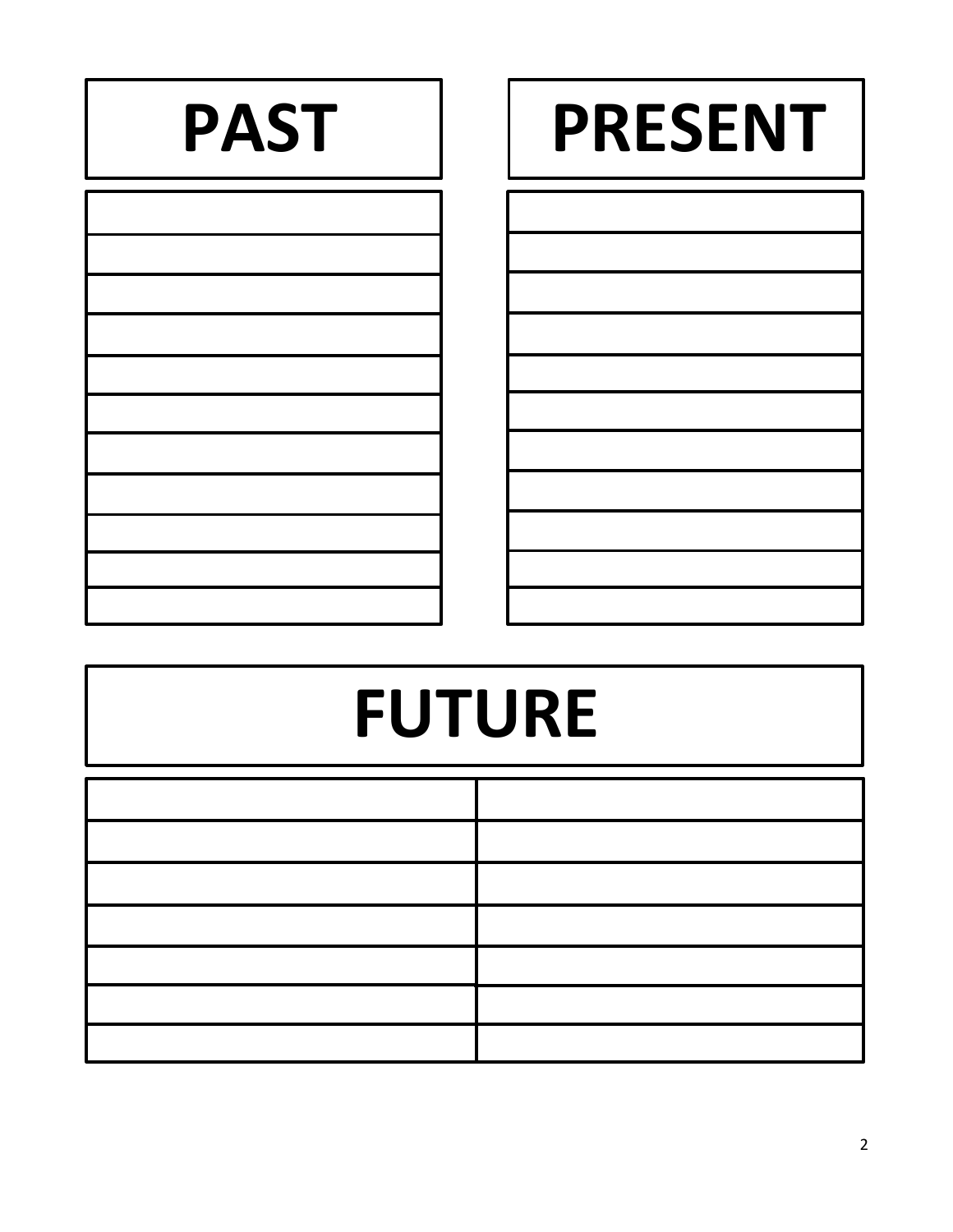| PAST |
| --- |
| |
| |
| |
| |
| |
| |
| |
| |
| |
| |
| |

| PRESENT |
| --- |
| |
| |
| |
| |
| |
| |
| |
| |
| |
| |
| |

| FUTURE | |
| --- | --- |
| | |
| | |
| | |
| | |
| | |
| | |
| | |